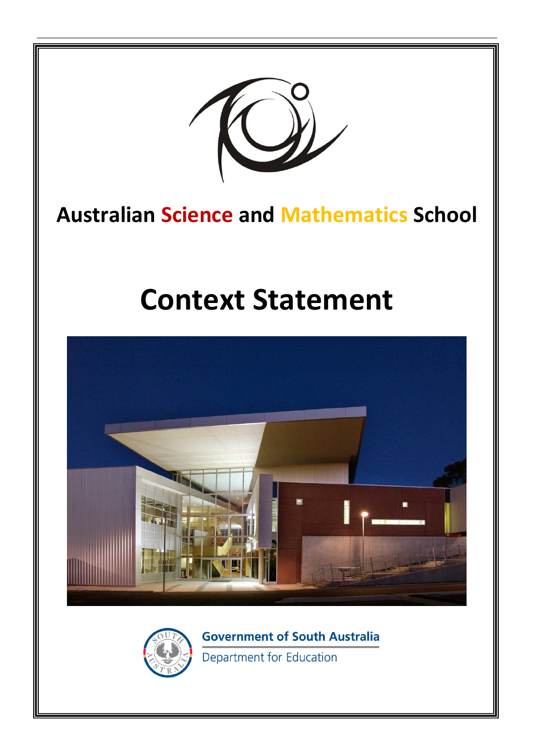# Australian Science and Mathematics School

# Context Statement

Government of South Australia

Department for Education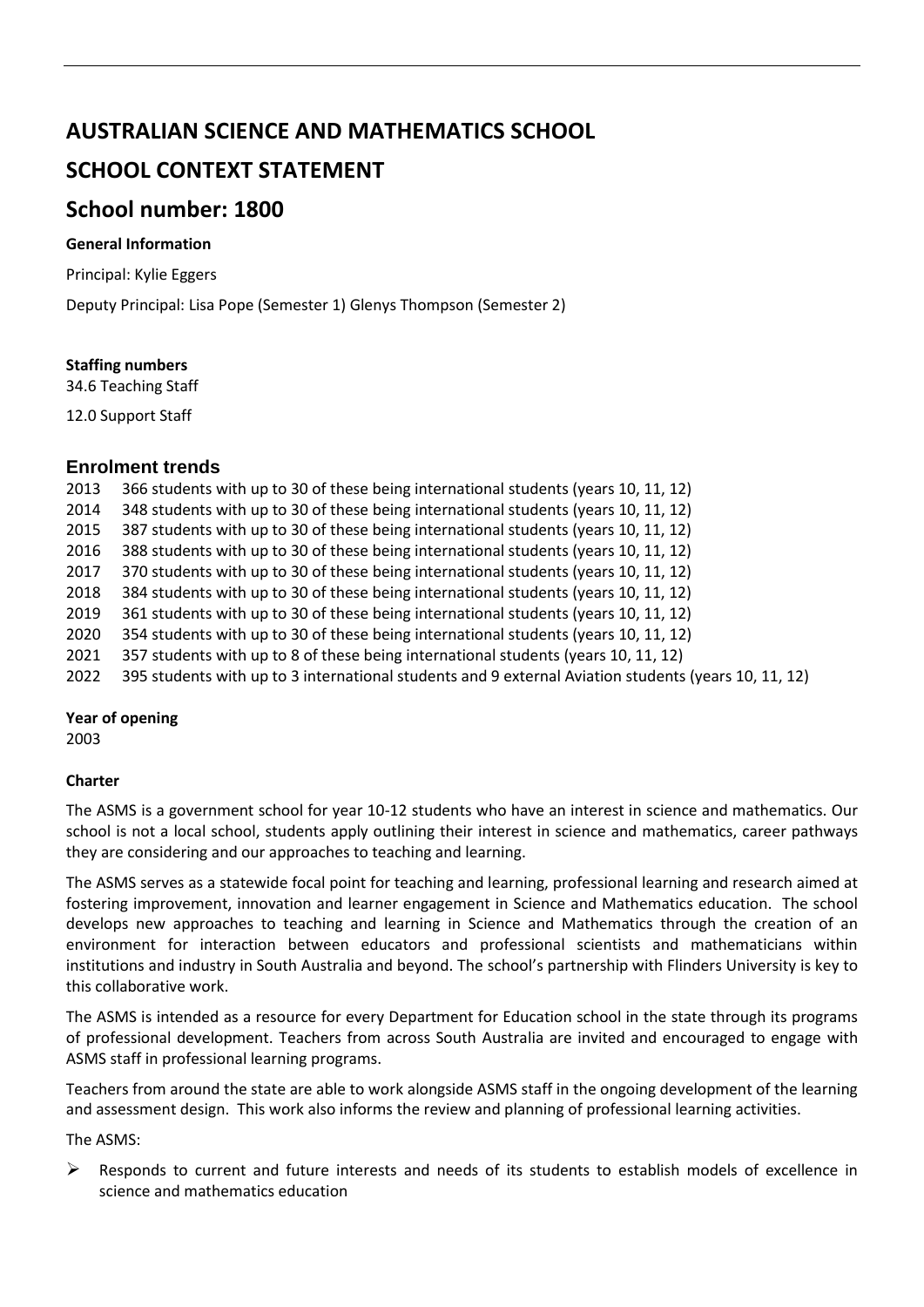# AUSTRALIAN SCIENCE AND MATHEMATICS SCHOOL

# SCHOOL CONTEXT STATEMENT

## School number: 1800

**General Information**

Principal: Kylie Eggers

Deputy Principal: Lisa Pope (Semester 1) Glenys Thompson (Semester 2)

**Staffing numbers**

34.6 Teaching Staff

12.0 Support Staff

### Enrolment trends

2013 366 students with up to 30 of these being international students (years 10, 11, 12)
2014 348 students with up to 30 of these being international students (years 10, 11, 12)
2015 387 students with up to 30 of these being international students (years 10, 11, 12)
2016 388 students with up to 30 of these being international students (years 10, 11, 12)
2017 370 students with up to 30 of these being international students (years 10, 11, 12)
2018 384 students with up to 30 of these being international students (years 10, 11, 12)
2019 361 students with up to 30 of these being international students (years 10, 11, 12)
2020 354 students with up to 30 of these being international students (years 10, 11, 12)
2021 357 students with up to 8 of these being international students (years 10, 11, 12)
2022 395 students with up to 3 international students and 9 external Aviation students (years 10, 11, 12)

**Year of opening**

2003

**Charter**

The ASMS is a government school for year 10-12 students who have an interest in science and mathematics. Our school is not a local school, students apply outlining their interest in science and mathematics, career pathways they are considering and our approaches to teaching and learning.

The ASMS serves as a statewide focal point for teaching and learning, professional learning and research aimed at fostering improvement, innovation and learner engagement in Science and Mathematics education. The school develops new approaches to teaching and learning in Science and Mathematics through the creation of an environment for interaction between educators and professional scientists and mathematicians within institutions and industry in South Australia and beyond. The school's partnership with Flinders University is key to this collaborative work.

The ASMS is intended as a resource for every Department for Education school in the state through its programs of professional development. Teachers from across South Australia are invited and encouraged to engage with ASMS staff in professional learning programs.

Teachers from around the state are able to work alongside ASMS staff in the ongoing development of the learning and assessment design. This work also informs the review and planning of professional learning activities.

The ASMS:

- Responds to current and future interests and needs of its students to establish models of excellence in science and mathematics education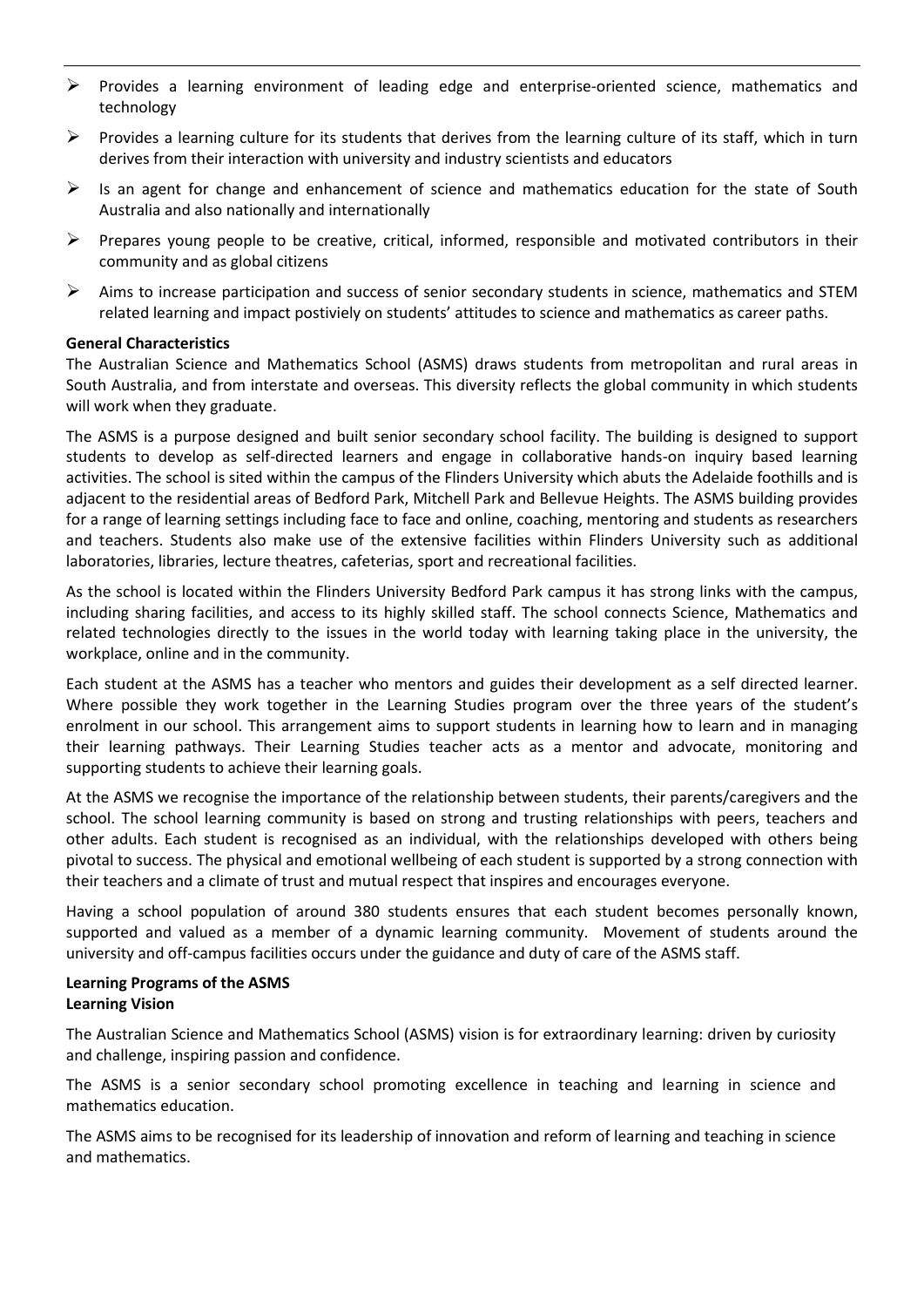- Provides a learning environment of leading edge and enterprise-oriented science, mathematics and technology
- Provides a learning culture for its students that derives from the learning culture of its staff, which in turn derives from their interaction with university and industry scientists and educators
- Is an agent for change and enhancement of science and mathematics education for the state of South Australia and also nationally and internationally
- Prepares young people to be creative, critical, informed, responsible and motivated contributors in their community and as global citizens
- Aims to increase participation and success of senior secondary students in science, mathematics and STEM related learning and impact postiviely on students' attitudes to science and mathematics as career paths.

**General Characteristics**

The Australian Science and Mathematics School (ASMS) draws students from metropolitan and rural areas in South Australia, and from interstate and overseas. This diversity reflects the global community in which students will work when they graduate.

The ASMS is a purpose designed and built senior secondary school facility. The building is designed to support students to develop as self-directed learners and engage in collaborative hands-on inquiry based learning activities. The school is sited within the campus of the Flinders University which abuts the Adelaide foothills and is adjacent to the residential areas of Bedford Park, Mitchell Park and Bellevue Heights. The ASMS building provides for a range of learning settings including face to face and online, coaching, mentoring and students as researchers and teachers. Students also make use of the extensive facilities within Flinders University such as additional laboratories, libraries, lecture theatres, cafeterias, sport and recreational facilities.

As the school is located within the Flinders University Bedford Park campus it has strong links with the campus, including sharing facilities, and access to its highly skilled staff. The school connects Science, Mathematics and related technologies directly to the issues in the world today with learning taking place in the university, the workplace, online and in the community.

Each student at the ASMS has a teacher who mentors and guides their development as a self directed learner. Where possible they work together in the Learning Studies program over the three years of the student's enrolment in our school. This arrangement aims to support students in learning how to learn and in managing their learning pathways. Their Learning Studies teacher acts as a mentor and advocate, monitoring and supporting students to achieve their learning goals.

At the ASMS we recognise the importance of the relationship between students, their parents/caregivers and the school. The school learning community is based on strong and trusting relationships with peers, teachers and other adults. Each student is recognised as an individual, with the relationships developed with others being pivotal to success. The physical and emotional wellbeing of each student is supported by a strong connection with their teachers and a climate of trust and mutual respect that inspires and encourages everyone.

Having a school population of around 380 students ensures that each student becomes personally known, supported and valued as a member of a dynamic learning community. Movement of students around the university and off-campus facilities occurs under the guidance and duty of care of the ASMS staff.

**Learning Programs of the ASMS**

**Learning Vision**

The Australian Science and Mathematics School (ASMS) vision is for extraordinary learning: driven by curiosity and challenge, inspiring passion and confidence.

The ASMS is a senior secondary school promoting excellence in teaching and learning in science and mathematics education.

The ASMS aims to be recognised for its leadership of innovation and reform of learning and teaching in science and mathematics.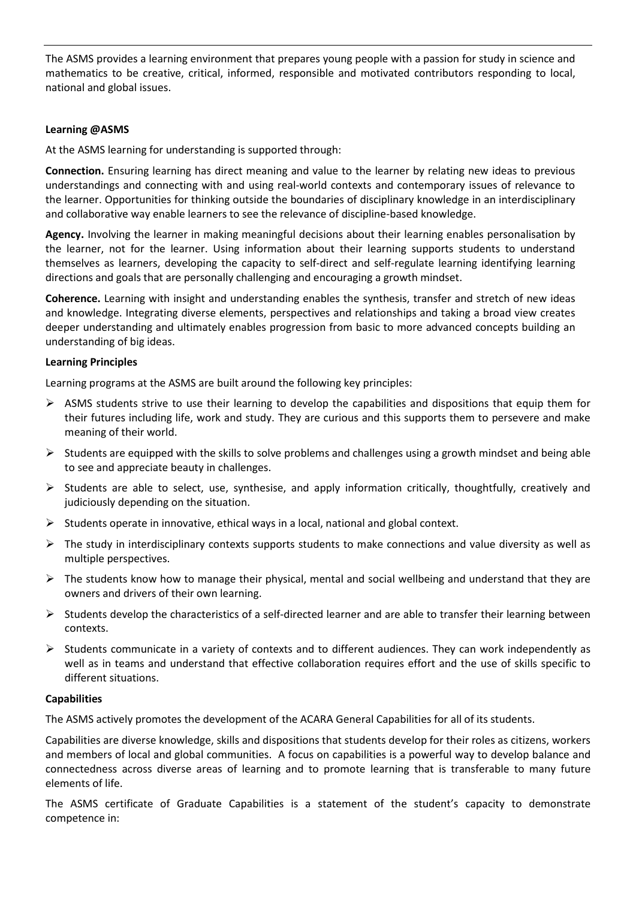The ASMS provides a learning environment that prepares young people with a passion for study in science and mathematics to be creative, critical, informed, responsible and motivated contributors responding to local, national and global issues.

**Learning @ASMS**

At the ASMS learning for understanding is supported through:

**Connection.** Ensuring learning has direct meaning and value to the learner by relating new ideas to previous understandings and connecting with and using real-world contexts and contemporary issues of relevance to the learner. Opportunities for thinking outside the boundaries of disciplinary knowledge in an interdisciplinary and collaborative way enable learners to see the relevance of discipline-based knowledge.

**Agency.** Involving the learner in making meaningful decisions about their learning enables personalisation by the learner, not for the learner. Using information about their learning supports students to understand themselves as learners, developing the capacity to self-direct and self-regulate learning identifying learning directions and goals that are personally challenging and encouraging a growth mindset.

**Coherence.** Learning with insight and understanding enables the synthesis, transfer and stretch of new ideas and knowledge. Integrating diverse elements, perspectives and relationships and taking a broad view creates deeper understanding and ultimately enables progression from basic to more advanced concepts building an understanding of big ideas.

**Learning Principles**

Learning programs at the ASMS are built around the following key principles:

- ASMS students strive to use their learning to develop the capabilities and dispositions that equip them for their futures including life, work and study. They are curious and this supports them to persevere and make meaning of their world.
- Students are equipped with the skills to solve problems and challenges using a growth mindset and being able to see and appreciate beauty in challenges.
- Students are able to select, use, synthesise, and apply information critically, thoughtfully, creatively and judiciously depending on the situation.
- Students operate in innovative, ethical ways in a local, national and global context.
- The study in interdisciplinary contexts supports students to make connections and value diversity as well as multiple perspectives.
- The students know how to manage their physical, mental and social wellbeing and understand that they are owners and drivers of their own learning.
- Students develop the characteristics of a self-directed learner and are able to transfer their learning between contexts.
- Students communicate in a variety of contexts and to different audiences. They can work independently as well as in teams and understand that effective collaboration requires effort and the use of skills specific to different situations.

**Capabilities**

The ASMS actively promotes the development of the ACARA General Capabilities for all of its students.

Capabilities are diverse knowledge, skills and dispositions that students develop for their roles as citizens, workers and members of local and global communities. A focus on capabilities is a powerful way to develop balance and connectedness across diverse areas of learning and to promote learning that is transferable to many future elements of life.

The ASMS certificate of Graduate Capabilities is a statement of the student's capacity to demonstrate competence in: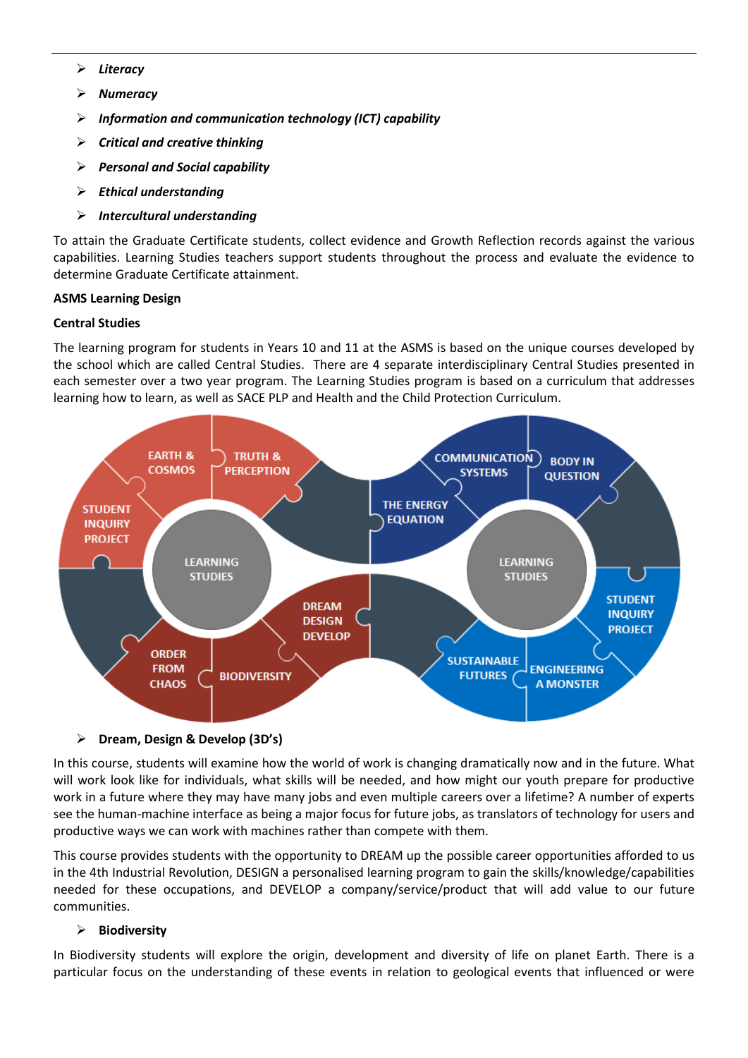- ***Literacy***
- ***Numeracy***
- ***Information and communication technology (ICT) capability***
- ***Critical and creative thinking***
- ***Personal and Social capability***
- ***Ethical understanding***
- ***Intercultural understanding***

To attain the Graduate Certificate students, collect evidence and Growth Reflection records against the various capabilities. Learning Studies teachers support students throughout the process and evaluate the evidence to determine Graduate Certificate attainment.

**ASMS Learning Design**

**Central Studies**

The learning program for students in Years 10 and 11 at the ASMS is based on the unique courses developed by the school which are called Central Studies. There are 4 separate interdisciplinary Central Studies presented in each semester over a two year program. The Learning Studies program is based on a curriculum that addresses learning how to learn, as well as SACE PLP and Health and the Child Protection Curriculum.

- **Dream, Design & Develop (3D's)**

In this course, students will examine how the world of work is changing dramatically now and in the future. What will work look like for individuals, what skills will be needed, and how might our youth prepare for productive work in a future where they may have many jobs and even multiple careers over a lifetime? A number of experts see the human-machine interface as being a major focus for future jobs, as translators of technology for users and productive ways we can work with machines rather than compete with them.

This course provides students with the opportunity to DREAM up the possible career opportunities afforded to us in the 4th Industrial Revolution, DESIGN a personalised learning program to gain the skills/knowledge/capabilities needed for these occupations, and DEVELOP a company/service/product that will add value to our future communities.

- **Biodiversity**

In Biodiversity students will explore the origin, development and diversity of life on planet Earth. There is a particular focus on the understanding of these events in relation to geological events that influenced or were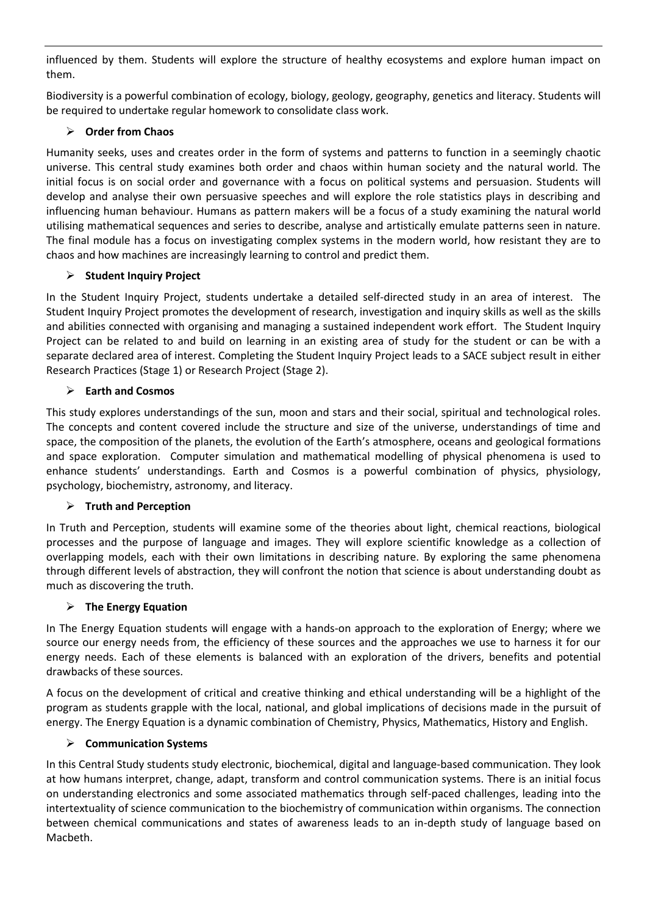influenced by them. Students will explore the structure of healthy ecosystems and explore human impact on them.

Biodiversity is a powerful combination of ecology, biology, geology, geography, genetics and literacy. Students will be required to undertake regular homework to consolidate class work.

- **Order from Chaos**

Humanity seeks, uses and creates order in the form of systems and patterns to function in a seemingly chaotic universe. This central study examines both order and chaos within human society and the natural world. The initial focus is on social order and governance with a focus on political systems and persuasion. Students will develop and analyse their own persuasive speeches and will explore the role statistics plays in describing and influencing human behaviour. Humans as pattern makers will be a focus of a study examining the natural world utilising mathematical sequences and series to describe, analyse and artistically emulate patterns seen in nature. The final module has a focus on investigating complex systems in the modern world, how resistant they are to chaos and how machines are increasingly learning to control and predict them.

- **Student Inquiry Project**

In the Student Inquiry Project, students undertake a detailed self-directed study in an area of interest. The Student Inquiry Project promotes the development of research, investigation and inquiry skills as well as the skills and abilities connected with organising and managing a sustained independent work effort. The Student Inquiry Project can be related to and build on learning in an existing area of study for the student or can be with a separate declared area of interest. Completing the Student Inquiry Project leads to a SACE subject result in either Research Practices (Stage 1) or Research Project (Stage 2).

- **Earth and Cosmos**

This study explores understandings of the sun, moon and stars and their social, spiritual and technological roles. The concepts and content covered include the structure and size of the universe, understandings of time and space, the composition of the planets, the evolution of the Earth's atmosphere, oceans and geological formations and space exploration. Computer simulation and mathematical modelling of physical phenomena is used to enhance students' understandings. Earth and Cosmos is a powerful combination of physics, physiology, psychology, biochemistry, astronomy, and literacy.

- **Truth and Perception**

In Truth and Perception, students will examine some of the theories about light, chemical reactions, biological processes and the purpose of language and images. They will explore scientific knowledge as a collection of overlapping models, each with their own limitations in describing nature. By exploring the same phenomena through different levels of abstraction, they will confront the notion that science is about understanding doubt as much as discovering the truth.

- **The Energy Equation**

In The Energy Equation students will engage with a hands-on approach to the exploration of Energy; where we source our energy needs from, the efficiency of these sources and the approaches we use to harness it for our energy needs. Each of these elements is balanced with an exploration of the drivers, benefits and potential drawbacks of these sources.

A focus on the development of critical and creative thinking and ethical understanding will be a highlight of the program as students grapple with the local, national, and global implications of decisions made in the pursuit of energy. The Energy Equation is a dynamic combination of Chemistry, Physics, Mathematics, History and English.

- **Communication Systems**

In this Central Study students study electronic, biochemical, digital and language-based communication. They look at how humans interpret, change, adapt, transform and control communication systems. There is an initial focus on understanding electronics and some associated mathematics through self-paced challenges, leading into the intertextuality of science communication to the biochemistry of communication within organisms. The connection between chemical communications and states of awareness leads to an in-depth study of language based on Macbeth.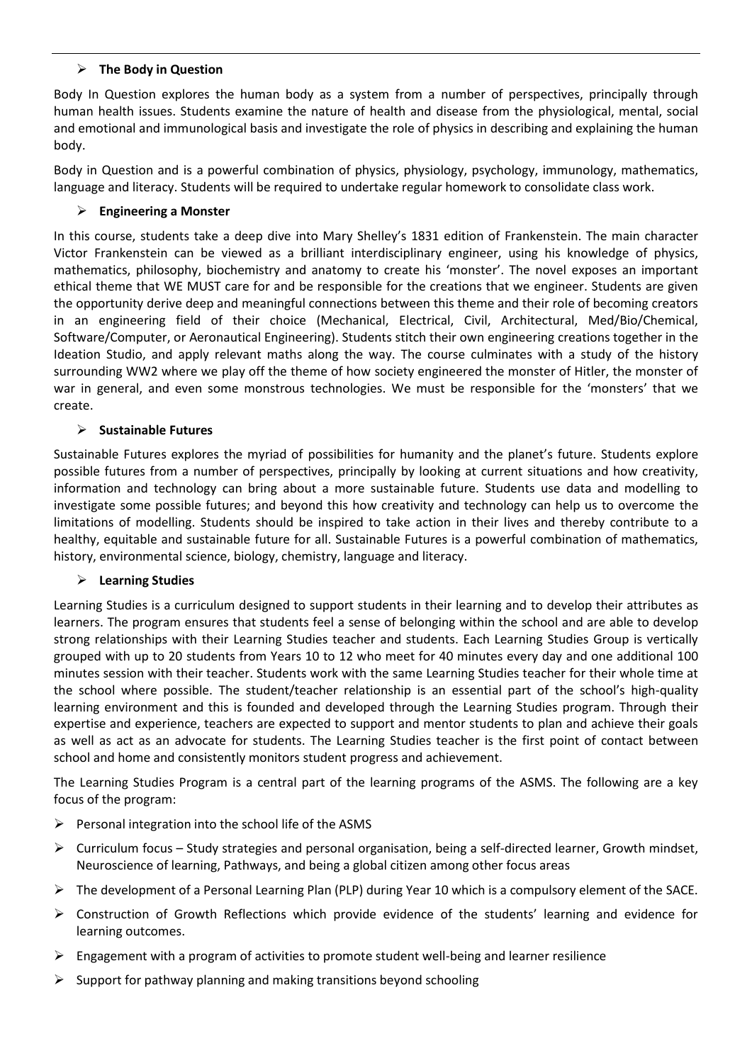### The Body in Question

Body In Question explores the human body as a system from a number of perspectives, principally through human health issues. Students examine the nature of health and disease from the physiological, mental, social and emotional and immunological basis and investigate the role of physics in describing and explaining the human body.

Body in Question and is a powerful combination of physics, physiology, psychology, immunology, mathematics, language and literacy. Students will be required to undertake regular homework to consolidate class work.

### Engineering a Monster

In this course, students take a deep dive into Mary Shelley's 1831 edition of Frankenstein. The main character Victor Frankenstein can be viewed as a brilliant interdisciplinary engineer, using his knowledge of physics, mathematics, philosophy, biochemistry and anatomy to create his 'monster'. The novel exposes an important ethical theme that WE MUST care for and be responsible for the creations that we engineer. Students are given the opportunity derive deep and meaningful connections between this theme and their role of becoming creators in an engineering field of their choice (Mechanical, Electrical, Civil, Architectural, Med/Bio/Chemical, Software/Computer, or Aeronautical Engineering). Students stitch their own engineering creations together in the Ideation Studio, and apply relevant maths along the way. The course culminates with a study of the history surrounding WW2 where we play off the theme of how society engineered the monster of Hitler, the monster of war in general, and even some monstrous technologies. We must be responsible for the 'monsters' that we create.

### Sustainable Futures

Sustainable Futures explores the myriad of possibilities for humanity and the planet's future. Students explore possible futures from a number of perspectives, principally by looking at current situations and how creativity, information and technology can bring about a more sustainable future. Students use data and modelling to investigate some possible futures; and beyond this how creativity and technology can help us to overcome the limitations of modelling. Students should be inspired to take action in their lives and thereby contribute to a healthy, equitable and sustainable future for all. Sustainable Futures is a powerful combination of mathematics, history, environmental science, biology, chemistry, language and literacy.

### Learning Studies

Learning Studies is a curriculum designed to support students in their learning and to develop their attributes as learners. The program ensures that students feel a sense of belonging within the school and are able to develop strong relationships with their Learning Studies teacher and students. Each Learning Studies Group is vertically grouped with up to 20 students from Years 10 to 12 who meet for 40 minutes every day and one additional 100 minutes session with their teacher. Students work with the same Learning Studies teacher for their whole time at the school where possible. The student/teacher relationship is an essential part of the school's high-quality learning environment and this is founded and developed through the Learning Studies program. Through their expertise and experience, teachers are expected to support and mentor students to plan and achieve their goals as well as act as an advocate for students. The Learning Studies teacher is the first point of contact between school and home and consistently monitors student progress and achievement.

The Learning Studies Program is a central part of the learning programs of the ASMS. The following are a key focus of the program:

- Personal integration into the school life of the ASMS
- Curriculum focus – Study strategies and personal organisation, being a self-directed learner, Growth mindset, Neuroscience of learning, Pathways, and being a global citizen among other focus areas
- The development of a Personal Learning Plan (PLP) during Year 10 which is a compulsory element of the SACE.
- Construction of Growth Reflections which provide evidence of the students' learning and evidence for learning outcomes.
- Engagement with a program of activities to promote student well-being and learner resilience
- Support for pathway planning and making transitions beyond schooling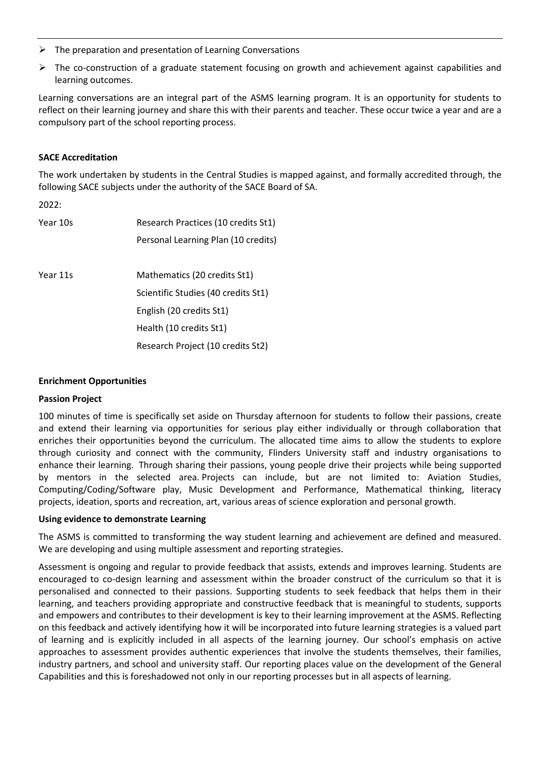- The preparation and presentation of Learning Conversations
- The co-construction of a graduate statement focusing on growth and achievement against capabilities and learning outcomes.

Learning conversations are an integral part of the ASMS learning program. It is an opportunity for students to reflect on their learning journey and share this with their parents and teacher. These occur twice a year and are a compulsory part of the school reporting process.

**SACE Accreditation**

The work undertaken by students in the Central Studies is mapped against, and formally accredited through, the following SACE subjects under the authority of the SACE Board of SA.

2022:

| | |
|---|---|
| Year 10s | Research Practices (10 credits St1) |
| | Personal Learning Plan (10 credits) |
| | |
| Year 11s | Mathematics (20 credits St1) |
| | Scientific Studies (40 credits St1) |
| | English (20 credits St1) |
| | Health (10 credits St1) |
| | Research Project (10 credits St2) |

**Enrichment Opportunities**

**Passion Project**

100 minutes of time is specifically set aside on Thursday afternoon for students to follow their passions, create and extend their learning via opportunities for serious play either individually or through collaboration that enriches their opportunities beyond the curriculum. The allocated time aims to allow the students to explore through curiosity and connect with the community, Flinders University staff and industry organisations to enhance their learning. Through sharing their passions, young people drive their projects while being supported by mentors in the selected area. Projects can include, but are not limited to: Aviation Studies, Computing/Coding/Software play, Music Development and Performance, Mathematical thinking, literacy projects, ideation, sports and recreation, art, various areas of science exploration and personal growth.

**Using evidence to demonstrate Learning**

The ASMS is committed to transforming the way student learning and achievement are defined and measured. We are developing and using multiple assessment and reporting strategies.

Assessment is ongoing and regular to provide feedback that assists, extends and improves learning. Students are encouraged to co-design learning and assessment within the broader construct of the curriculum so that it is personalised and connected to their passions. Supporting students to seek feedback that helps them in their learning, and teachers providing appropriate and constructive feedback that is meaningful to students, supports and empowers and contributes to their development is key to their learning improvement at the ASMS. Reflecting on this feedback and actively identifying how it will be incorporated into future learning strategies is a valued part of learning and is explicitly included in all aspects of the learning journey. Our school's emphasis on active approaches to assessment provides authentic experiences that involve the students themselves, their families, industry partners, and school and university staff. Our reporting places value on the development of the General Capabilities and this is foreshadowed not only in our reporting processes but in all aspects of learning.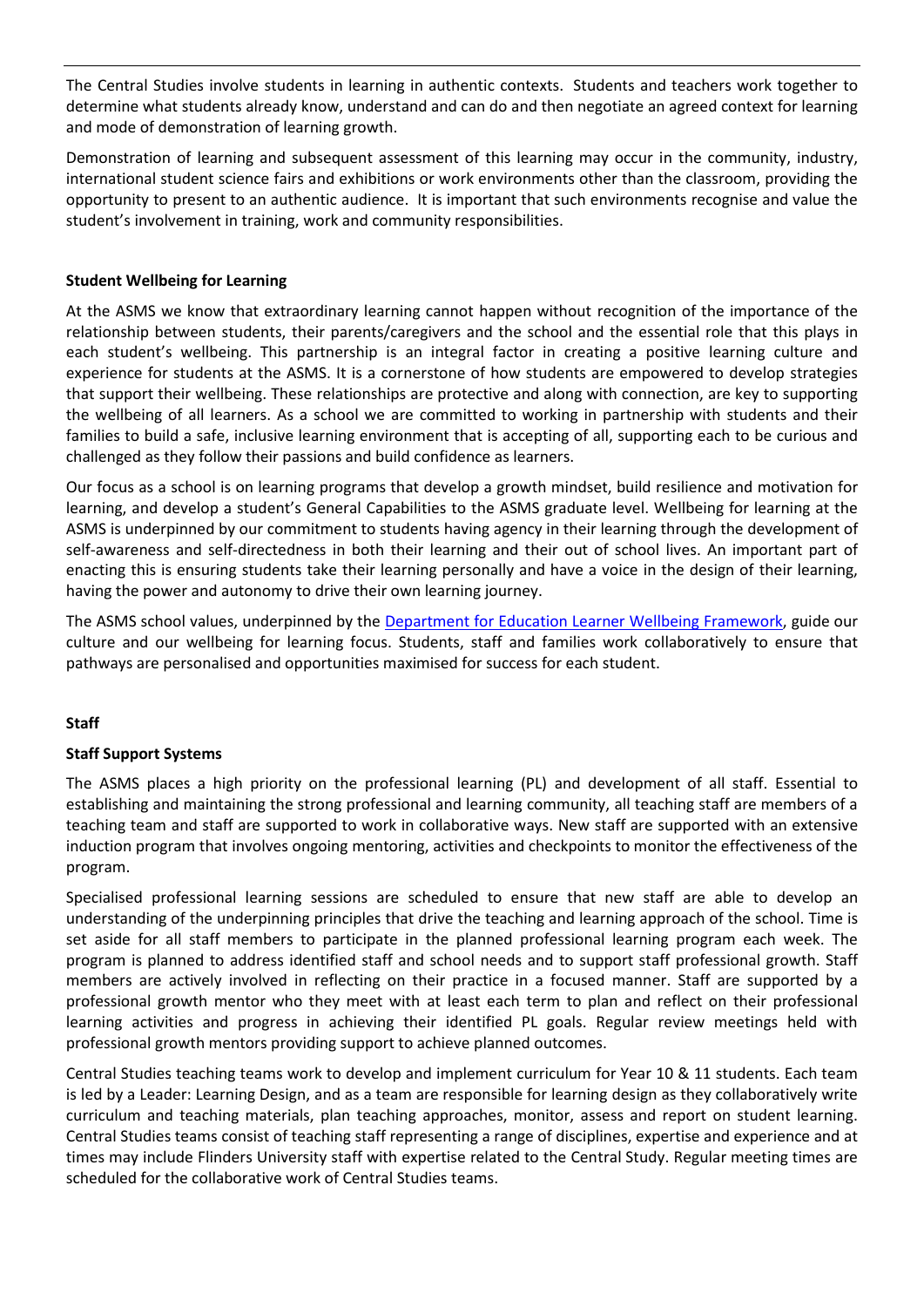The Central Studies involve students in learning in authentic contexts. Students and teachers work together to determine what students already know, understand and can do and then negotiate an agreed context for learning and mode of demonstration of learning growth.

Demonstration of learning and subsequent assessment of this learning may occur in the community, industry, international student science fairs and exhibitions or work environments other than the classroom, providing the opportunity to present to an authentic audience. It is important that such environments recognise and value the student's involvement in training, work and community responsibilities.

**Student Wellbeing for Learning**

At the ASMS we know that extraordinary learning cannot happen without recognition of the importance of the relationship between students, their parents/caregivers and the school and the essential role that this plays in each student's wellbeing. This partnership is an integral factor in creating a positive learning culture and experience for students at the ASMS. It is a cornerstone of how students are empowered to develop strategies that support their wellbeing. These relationships are protective and along with connection, are key to supporting the wellbeing of all learners. As a school we are committed to working in partnership with students and their families to build a safe, inclusive learning environment that is accepting of all, supporting each to be curious and challenged as they follow their passions and build confidence as learners.

Our focus as a school is on learning programs that develop a growth mindset, build resilience and motivation for learning, and develop a student's General Capabilities to the ASMS graduate level. Wellbeing for learning at the ASMS is underpinned by our commitment to students having agency in their learning through the development of self-awareness and self-directedness in both their learning and their out of school lives. An important part of enacting this is ensuring students take their learning personally and have a voice in the design of their learning, having the power and autonomy to drive their own learning journey.

The ASMS school values, underpinned by the Department for Education Learner Wellbeing Framework, guide our culture and our wellbeing for learning focus. Students, staff and families work collaboratively to ensure that pathways are personalised and opportunities maximised for success for each student.

**Staff**

**Staff Support Systems**

The ASMS places a high priority on the professional learning (PL) and development of all staff. Essential to establishing and maintaining the strong professional and learning community, all teaching staff are members of a teaching team and staff are supported to work in collaborative ways. New staff are supported with an extensive induction program that involves ongoing mentoring, activities and checkpoints to monitor the effectiveness of the program.

Specialised professional learning sessions are scheduled to ensure that new staff are able to develop an understanding of the underpinning principles that drive the teaching and learning approach of the school. Time is set aside for all staff members to participate in the planned professional learning program each week. The program is planned to address identified staff and school needs and to support staff professional growth. Staff members are actively involved in reflecting on their practice in a focused manner. Staff are supported by a professional growth mentor who they meet with at least each term to plan and reflect on their professional learning activities and progress in achieving their identified PL goals. Regular review meetings held with professional growth mentors providing support to achieve planned outcomes.

Central Studies teaching teams work to develop and implement curriculum for Year 10 & 11 students. Each team is led by a Leader: Learning Design, and as a team are responsible for learning design as they collaboratively write curriculum and teaching materials, plan teaching approaches, monitor, assess and report on student learning. Central Studies teams consist of teaching staff representing a range of disciplines, expertise and experience and at times may include Flinders University staff with expertise related to the Central Study. Regular meeting times are scheduled for the collaborative work of Central Studies teams.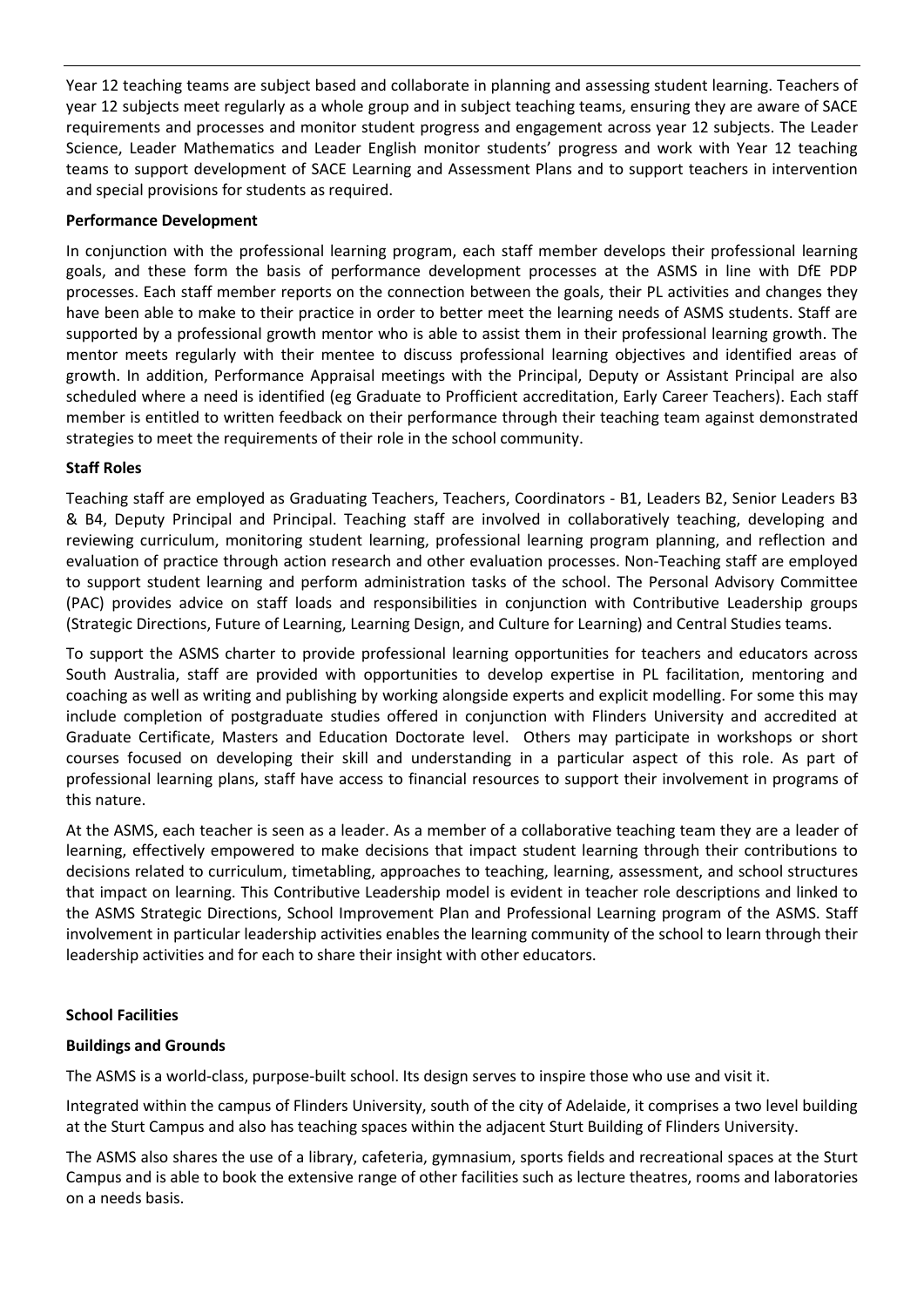Year 12 teaching teams are subject based and collaborate in planning and assessing student learning. Teachers of year 12 subjects meet regularly as a whole group and in subject teaching teams, ensuring they are aware of SACE requirements and processes and monitor student progress and engagement across year 12 subjects. The Leader Science, Leader Mathematics and Leader English monitor students' progress and work with Year 12 teaching teams to support development of SACE Learning and Assessment Plans and to support teachers in intervention and special provisions for students as required.

**Performance Development**

In conjunction with the professional learning program, each staff member develops their professional learning goals, and these form the basis of performance development processes at the ASMS in line with DfE PDP processes. Each staff member reports on the connection between the goals, their PL activities and changes they have been able to make to their practice in order to better meet the learning needs of ASMS students. Staff are supported by a professional growth mentor who is able to assist them in their professional learning growth. The mentor meets regularly with their mentee to discuss professional learning objectives and identified areas of growth. In addition, Performance Appraisal meetings with the Principal, Deputy or Assistant Principal are also scheduled where a need is identified (eg Graduate to Profficient accreditation, Early Career Teachers). Each staff member is entitled to written feedback on their performance through their teaching team against demonstrated strategies to meet the requirements of their role in the school community.

**Staff Roles**

Teaching staff are employed as Graduating Teachers, Teachers, Coordinators - B1, Leaders B2, Senior Leaders B3 & B4, Deputy Principal and Principal. Teaching staff are involved in collaboratively teaching, developing and reviewing curriculum, monitoring student learning, professional learning program planning, and reflection and evaluation of practice through action research and other evaluation processes. Non-Teaching staff are employed to support student learning and perform administration tasks of the school. The Personal Advisory Committee (PAC) provides advice on staff loads and responsibilities in conjunction with Contributive Leadership groups (Strategic Directions, Future of Learning, Learning Design, and Culture for Learning) and Central Studies teams.

To support the ASMS charter to provide professional learning opportunities for teachers and educators across South Australia, staff are provided with opportunities to develop expertise in PL facilitation, mentoring and coaching as well as writing and publishing by working alongside experts and explicit modelling. For some this may include completion of postgraduate studies offered in conjunction with Flinders University and accredited at Graduate Certificate, Masters and Education Doctorate level. Others may participate in workshops or short courses focused on developing their skill and understanding in a particular aspect of this role. As part of professional learning plans, staff have access to financial resources to support their involvement in programs of this nature.

At the ASMS, each teacher is seen as a leader. As a member of a collaborative teaching team they are a leader of learning, effectively empowered to make decisions that impact student learning through their contributions to decisions related to curriculum, timetabling, approaches to teaching, learning, assessment, and school structures that impact on learning. This Contributive Leadership model is evident in teacher role descriptions and linked to the ASMS Strategic Directions, School Improvement Plan and Professional Learning program of the ASMS. Staff involvement in particular leadership activities enables the learning community of the school to learn through their leadership activities and for each to share their insight with other educators.

**School Facilities**

**Buildings and Grounds**

The ASMS is a world-class, purpose-built school. Its design serves to inspire those who use and visit it.

Integrated within the campus of Flinders University, south of the city of Adelaide, it comprises a two level building at the Sturt Campus and also has teaching spaces within the adjacent Sturt Building of Flinders University.

The ASMS also shares the use of a library, cafeteria, gymnasium, sports fields and recreational spaces at the Sturt Campus and is able to book the extensive range of other facilities such as lecture theatres, rooms and laboratories on a needs basis.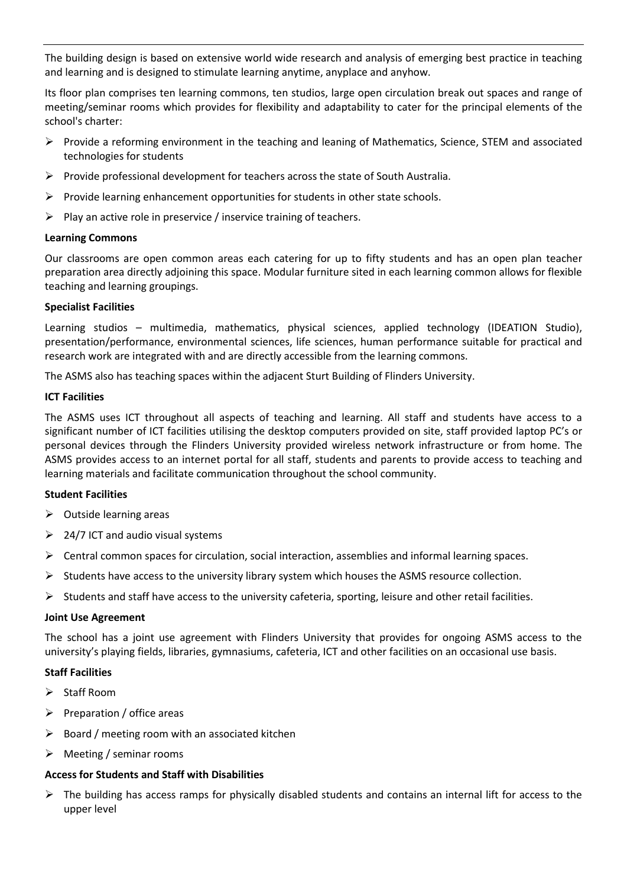The building design is based on extensive world wide research and analysis of emerging best practice in teaching and learning and is designed to stimulate learning anytime, anyplace and anyhow.

Its floor plan comprises ten learning commons, ten studios, large open circulation break out spaces and range of meeting/seminar rooms which provides for flexibility and adaptability to cater for the principal elements of the school's charter:

- Provide a reforming environment in the teaching and leaning of Mathematics, Science, STEM and associated technologies for students
- Provide professional development for teachers across the state of South Australia.
- Provide learning enhancement opportunities for students in other state schools.
- Play an active role in preservice / inservice training of teachers.

**Learning Commons**

Our classrooms are open common areas each catering for up to fifty students and has an open plan teacher preparation area directly adjoining this space. Modular furniture sited in each learning common allows for flexible teaching and learning groupings.

**Specialist Facilities**

Learning studios – multimedia, mathematics, physical sciences, applied technology (IDEATION Studio), presentation/performance, environmental sciences, life sciences, human performance suitable for practical and research work are integrated with and are directly accessible from the learning commons.

The ASMS also has teaching spaces within the adjacent Sturt Building of Flinders University.

**ICT Facilities**

The ASMS uses ICT throughout all aspects of teaching and learning. All staff and students have access to a significant number of ICT facilities utilising the desktop computers provided on site, staff provided laptop PC's or personal devices through the Flinders University provided wireless network infrastructure or from home. The ASMS provides access to an internet portal for all staff, students and parents to provide access to teaching and learning materials and facilitate communication throughout the school community.

**Student Facilities**

- Outside learning areas
- 24/7 ICT and audio visual systems
- Central common spaces for circulation, social interaction, assemblies and informal learning spaces.
- Students have access to the university library system which houses the ASMS resource collection.
- Students and staff have access to the university cafeteria, sporting, leisure and other retail facilities.

**Joint Use Agreement**

The school has a joint use agreement with Flinders University that provides for ongoing ASMS access to the university's playing fields, libraries, gymnasiums, cafeteria, ICT and other facilities on an occasional use basis.

**Staff Facilities**

- Staff Room
- Preparation / office areas
- Board / meeting room with an associated kitchen
- Meeting / seminar rooms

**Access for Students and Staff with Disabilities**

- The building has access ramps for physically disabled students and contains an internal lift for access to the upper level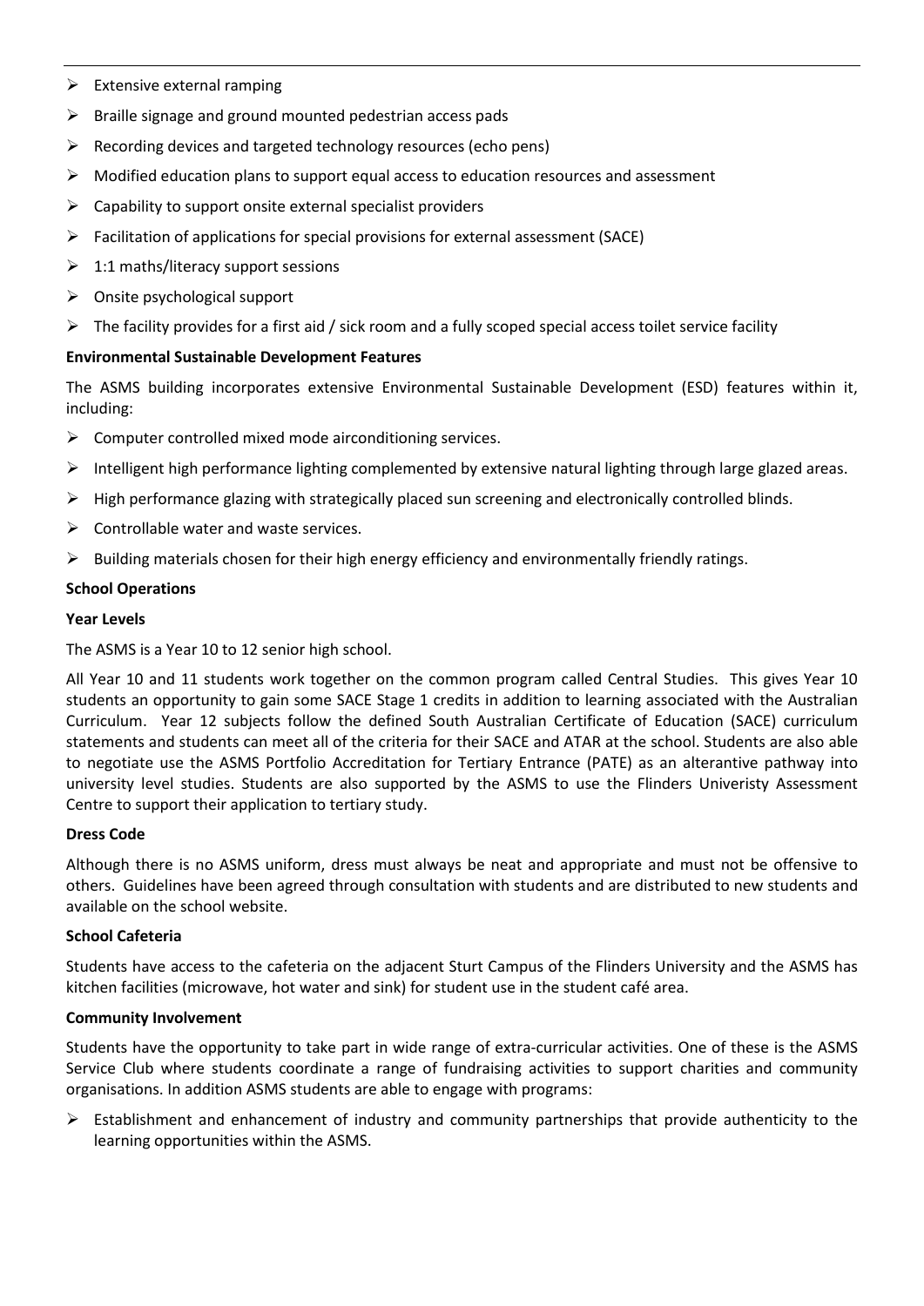- Extensive external ramping
- Braille signage and ground mounted pedestrian access pads
- Recording devices and targeted technology resources (echo pens)
- Modified education plans to support equal access to education resources and assessment
- Capability to support onsite external specialist providers
- Facilitation of applications for special provisions for external assessment (SACE)
- 1:1 maths/literacy support sessions
- Onsite psychological support
- The facility provides for a first aid / sick room and a fully scoped special access toilet service facility

**Environmental Sustainable Development Features**

The ASMS building incorporates extensive Environmental Sustainable Development (ESD) features within it, including:

- Computer controlled mixed mode airconditioning services.
- Intelligent high performance lighting complemented by extensive natural lighting through large glazed areas.
- High performance glazing with strategically placed sun screening and electronically controlled blinds.
- Controllable water and waste services.
- Building materials chosen for their high energy efficiency and environmentally friendly ratings.

**School Operations**

**Year Levels**

The ASMS is a Year 10 to 12 senior high school.

All Year 10 and 11 students work together on the common program called Central Studies. This gives Year 10 students an opportunity to gain some SACE Stage 1 credits in addition to learning associated with the Australian Curriculum. Year 12 subjects follow the defined South Australian Certificate of Education (SACE) curriculum statements and students can meet all of the criteria for their SACE and ATAR at the school. Students are also able to negotiate use the ASMS Portfolio Accreditation for Tertiary Entrance (PATE) as an alterantive pathway into university level studies. Students are also supported by the ASMS to use the Flinders Univeristy Assessment Centre to support their application to tertiary study.

**Dress Code**

Although there is no ASMS uniform, dress must always be neat and appropriate and must not be offensive to others. Guidelines have been agreed through consultation with students and are distributed to new students and available on the school website.

**School Cafeteria**

Students have access to the cafeteria on the adjacent Sturt Campus of the Flinders University and the ASMS has kitchen facilities (microwave, hot water and sink) for student use in the student café area.

**Community Involvement**

Students have the opportunity to take part in wide range of extra-curricular activities. One of these is the ASMS Service Club where students coordinate a range of fundraising activities to support charities and community organisations. In addition ASMS students are able to engage with programs:

- Establishment and enhancement of industry and community partnerships that provide authenticity to the learning opportunities within the ASMS.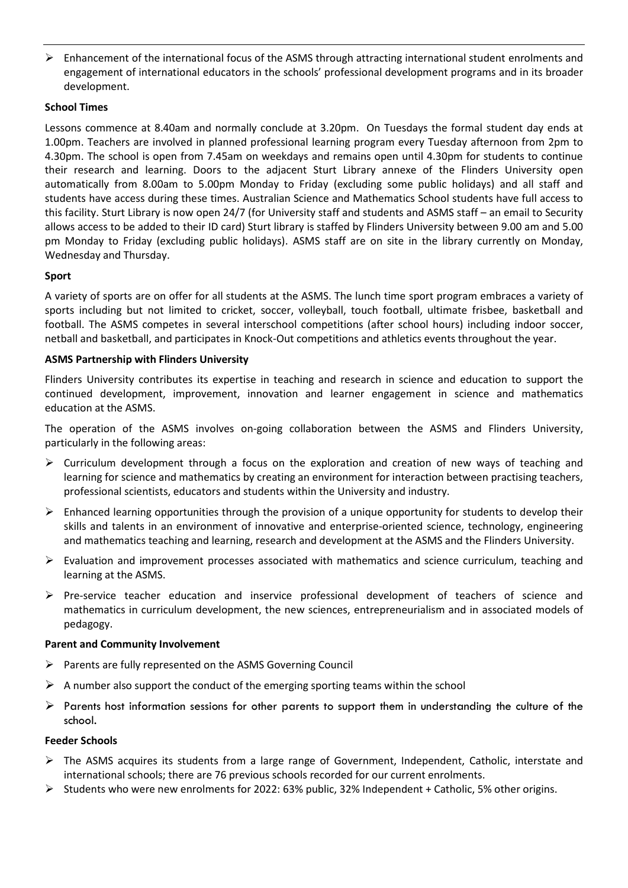- Enhancement of the international focus of the ASMS through attracting international student enrolments and engagement of international educators in the schools' professional development programs and in its broader development.

**School Times**

Lessons commence at 8.40am and normally conclude at 3.20pm. On Tuesdays the formal student day ends at 1.00pm. Teachers are involved in planned professional learning program every Tuesday afternoon from 2pm to 4.30pm. The school is open from 7.45am on weekdays and remains open until 4.30pm for students to continue their research and learning. Doors to the adjacent Sturt Library annexe of the Flinders University open automatically from 8.00am to 5.00pm Monday to Friday (excluding some public holidays) and all staff and students have access during these times. Australian Science and Mathematics School students have full access to this facility. Sturt Library is now open 24/7 (for University staff and students and ASMS staff – an email to Security allows access to be added to their ID card) Sturt library is staffed by Flinders University between 9.00 am and 5.00 pm Monday to Friday (excluding public holidays). ASMS staff are on site in the library currently on Monday, Wednesday and Thursday.

**Sport**

A variety of sports are on offer for all students at the ASMS. The lunch time sport program embraces a variety of sports including but not limited to cricket, soccer, volleyball, touch football, ultimate frisbee, basketball and football. The ASMS competes in several interschool competitions (after school hours) including indoor soccer, netball and basketball, and participates in Knock-Out competitions and athletics events throughout the year.

**ASMS Partnership with Flinders University**

Flinders University contributes its expertise in teaching and research in science and education to support the continued development, improvement, innovation and learner engagement in science and mathematics education at the ASMS.

The operation of the ASMS involves on-going collaboration between the ASMS and Flinders University, particularly in the following areas:

- Curriculum development through a focus on the exploration and creation of new ways of teaching and learning for science and mathematics by creating an environment for interaction between practising teachers, professional scientists, educators and students within the University and industry.
- Enhanced learning opportunities through the provision of a unique opportunity for students to develop their skills and talents in an environment of innovative and enterprise-oriented science, technology, engineering and mathematics teaching and learning, research and development at the ASMS and the Flinders University.
- Evaluation and improvement processes associated with mathematics and science curriculum, teaching and learning at the ASMS.
- Pre-service teacher education and inservice professional development of teachers of science and mathematics in curriculum development, the new sciences, entrepreneurialism and in associated models of pedagogy.

**Parent and Community Involvement**

- Parents are fully represented on the ASMS Governing Council
- A number also support the conduct of the emerging sporting teams within the school
- Parents host information sessions for other parents to support them in understanding the culture of the school.

**Feeder Schools**

- The ASMS acquires its students from a large range of Government, Independent, Catholic, interstate and international schools; there are 76 previous schools recorded for our current enrolments.
- Students who were new enrolments for 2022: 63% public, 32% Independent + Catholic, 5% other origins.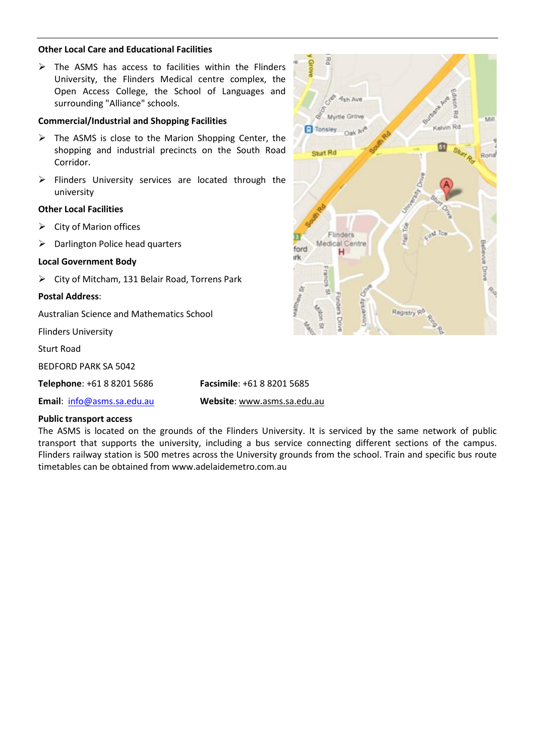**Other Local Care and Educational Facilities**

- The ASMS has access to facilities within the Flinders University, the Flinders Medical centre complex, the Open Access College, the School of Languages and surrounding "Alliance" schools.

**Commercial/Industrial and Shopping Facilities**

- The ASMS is close to the Marion Shopping Center, the shopping and industrial precincts on the South Road Corridor.
- Flinders University services are located through the university

**Other Local Facilities**

- City of Marion offices
- Darlington Police head quarters

**Local Government Body**

- City of Mitcham, 131 Belair Road, Torrens Park

**Postal Address**:

Australian Science and Mathematics School

Flinders University

Sturt Road

BEDFORD PARK SA 5042

**Telephone**: +61 8 8201 5686 **Facsimile**: +61 8 8201 5685

**Email**: info@asms.sa.edu.au **Website**: www.asms.sa.edu.au

**Public transport access**

The ASMS is located on the grounds of the Flinders University. It is serviced by the same network of public transport that supports the university, including a bus service connecting different sections of the campus. Flinders railway station is 500 metres across the University grounds from the school. Train and specific bus route timetables can be obtained from www.adelaidemetro.com.au